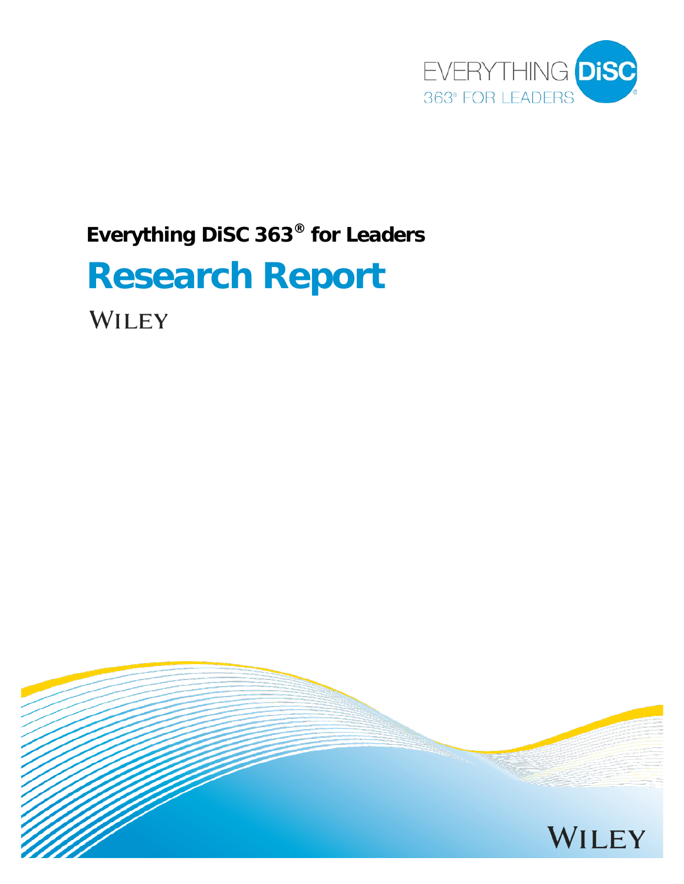EVERYTHING DiSC
363® FOR LEADERS

**Everything DiSC 363® for Leaders**

# Research Report

WILEY

WILEY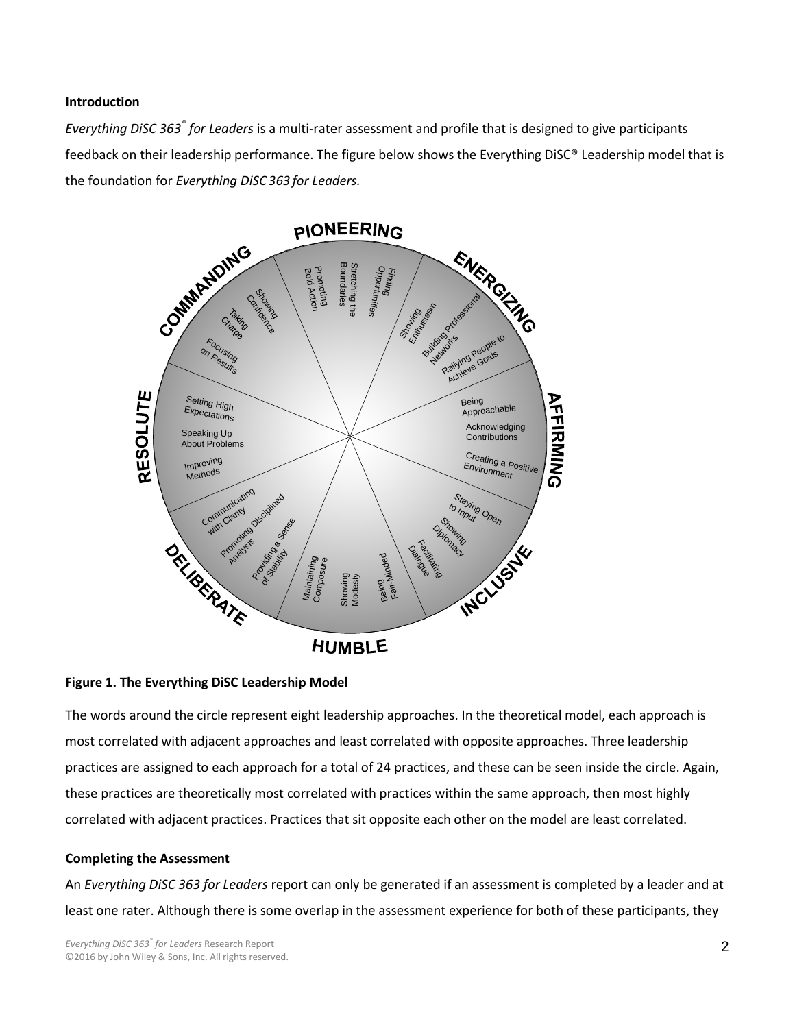**Introduction**

*Everything DiSC 363® for Leaders* is a multi-rater assessment and profile that is designed to give participants feedback on their leadership performance. The figure below shows the Everything DiSC® Leadership model that is the foundation for *Everything DiSC 363 for Leaders.*

**Figure 1. The Everything DiSC Leadership Model**

The words around the circle represent eight leadership approaches. In the theoretical model, each approach is most correlated with adjacent approaches and least correlated with opposite approaches. Three leadership practices are assigned to each approach for a total of 24 practices, and these can be seen inside the circle. Again, these practices are theoretically most correlated with practices within the same approach, then most highly correlated with adjacent practices. Practices that sit opposite each other on the model are least correlated.

**Completing the Assessment**

An *Everything DiSC 363 for Leaders* report can only be generated if an assessment is completed by a leader and at least one rater. Although there is some overlap in the assessment experience for both of these participants, they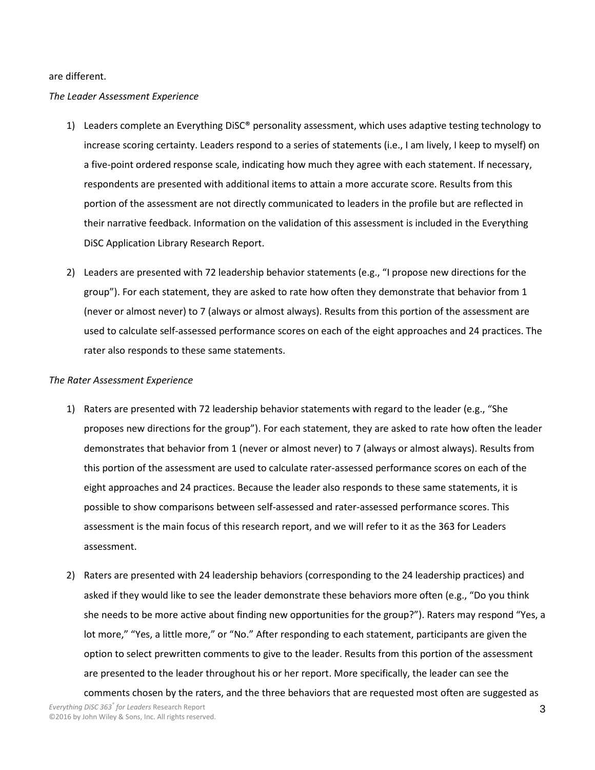are different.

*The Leader Assessment Experience*

1) Leaders complete an Everything DiSC® personality assessment, which uses adaptive testing technology to increase scoring certainty. Leaders respond to a series of statements (i.e., I am lively, I keep to myself) on a five-point ordered response scale, indicating how much they agree with each statement. If necessary, respondents are presented with additional items to attain a more accurate score. Results from this portion of the assessment are not directly communicated to leaders in the profile but are reflected in their narrative feedback. Information on the validation of this assessment is included in the Everything DiSC Application Library Research Report.

2) Leaders are presented with 72 leadership behavior statements (e.g., "I propose new directions for the group"). For each statement, they are asked to rate how often they demonstrate that behavior from 1 (never or almost never) to 7 (always or almost always). Results from this portion of the assessment are used to calculate self-assessed performance scores on each of the eight approaches and 24 practices. The rater also responds to these same statements.

*The Rater Assessment Experience*

1) Raters are presented with 72 leadership behavior statements with regard to the leader (e.g., "She proposes new directions for the group"). For each statement, they are asked to rate how often the leader demonstrates that behavior from 1 (never or almost never) to 7 (always or almost always). Results from this portion of the assessment are used to calculate rater-assessed performance scores on each of the eight approaches and 24 practices. Because the leader also responds to these same statements, it is possible to show comparisons between self-assessed and rater-assessed performance scores. This assessment is the main focus of this research report, and we will refer to it as the 363 for Leaders assessment.

2) Raters are presented with 24 leadership behaviors (corresponding to the 24 leadership practices) and asked if they would like to see the leader demonstrate these behaviors more often (e.g., "Do you think she needs to be more active about finding new opportunities for the group?"). Raters may respond "Yes, a lot more," "Yes, a little more," or "No." After responding to each statement, participants are given the option to select prewritten comments to give to the leader. Results from this portion of the assessment are presented to the leader throughout his or her report. More specifically, the leader can see the comments chosen by the raters, and the three behaviors that are requested most often are suggested as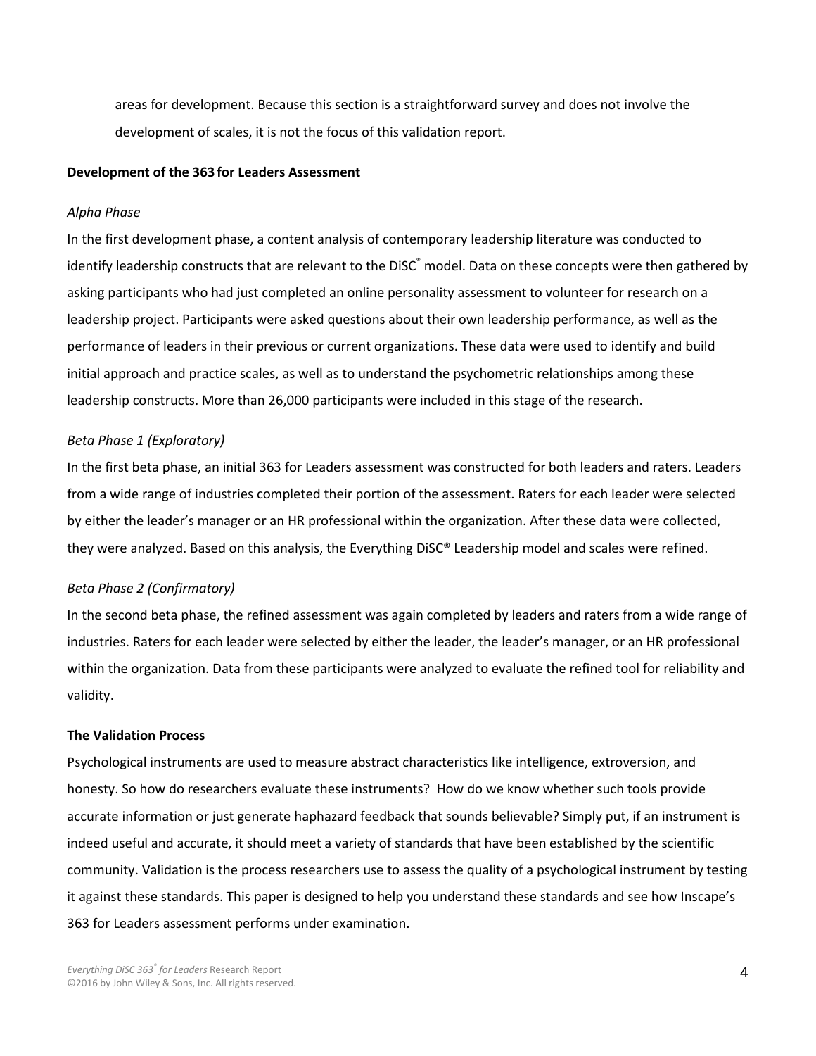areas for development. Because this section is a straightforward survey and does not involve the development of scales, it is not the focus of this validation report.

**Development of the 363 for Leaders Assessment**

*Alpha Phase*

In the first development phase, a content analysis of contemporary leadership literature was conducted to identify leadership constructs that are relevant to the DiSC® model. Data on these concepts were then gathered by asking participants who had just completed an online personality assessment to volunteer for research on a leadership project. Participants were asked questions about their own leadership performance, as well as the performance of leaders in their previous or current organizations. These data were used to identify and build initial approach and practice scales, as well as to understand the psychometric relationships among these leadership constructs. More than 26,000 participants were included in this stage of the research.

*Beta Phase 1 (Exploratory)*

In the first beta phase, an initial 363 for Leaders assessment was constructed for both leaders and raters. Leaders from a wide range of industries completed their portion of the assessment. Raters for each leader were selected by either the leader's manager or an HR professional within the organization. After these data were collected, they were analyzed. Based on this analysis, the Everything DiSC® Leadership model and scales were refined.

*Beta Phase 2 (Confirmatory)*

In the second beta phase, the refined assessment was again completed by leaders and raters from a wide range of industries. Raters for each leader were selected by either the leader, the leader's manager, or an HR professional within the organization. Data from these participants were analyzed to evaluate the refined tool for reliability and validity.

**The Validation Process**

Psychological instruments are used to measure abstract characteristics like intelligence, extroversion, and honesty. So how do researchers evaluate these instruments? How do we know whether such tools provide accurate information or just generate haphazard feedback that sounds believable? Simply put, if an instrument is indeed useful and accurate, it should meet a variety of standards that have been established by the scientific community. Validation is the process researchers use to assess the quality of a psychological instrument by testing it against these standards. This paper is designed to help you understand these standards and see how Inscape's 363 for Leaders assessment performs under examination.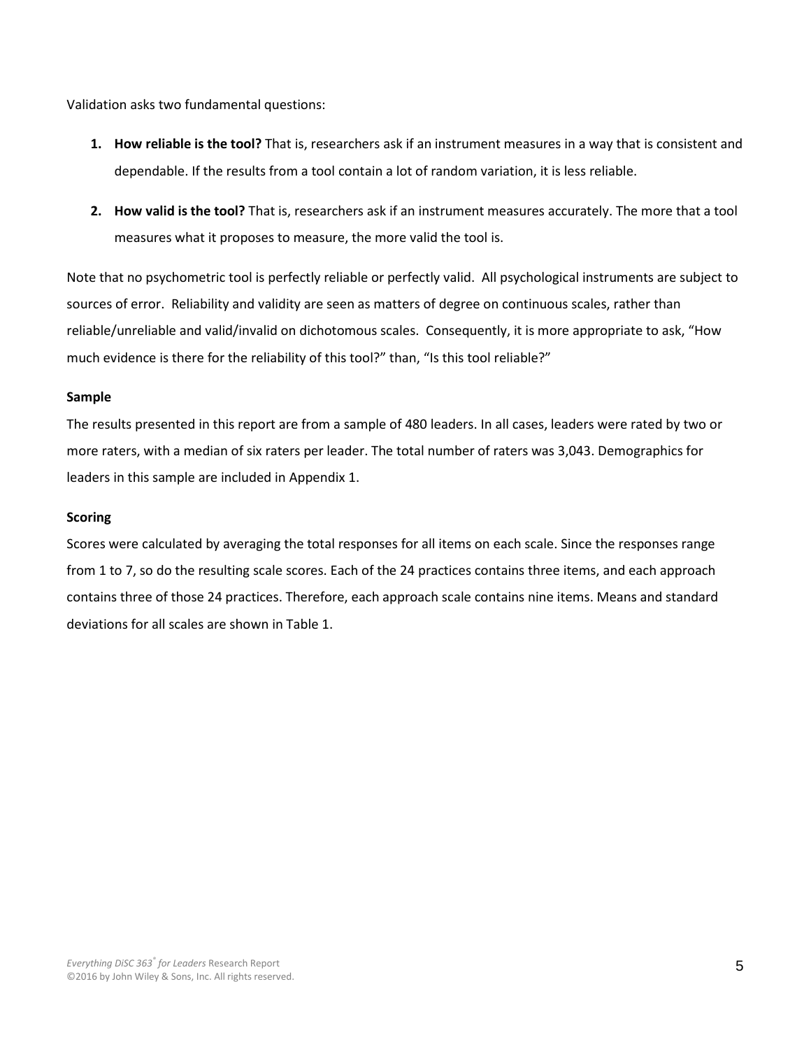Validation asks two fundamental questions:

1. **How reliable is the tool?** That is, researchers ask if an instrument measures in a way that is consistent and dependable. If the results from a tool contain a lot of random variation, it is less reliable.

2. **How valid is the tool?** That is, researchers ask if an instrument measures accurately. The more that a tool measures what it proposes to measure, the more valid the tool is.

Note that no psychometric tool is perfectly reliable or perfectly valid. All psychological instruments are subject to sources of error. Reliability and validity are seen as matters of degree on continuous scales, rather than reliable/unreliable and valid/invalid on dichotomous scales. Consequently, it is more appropriate to ask, "How much evidence is there for the reliability of this tool?" than, "Is this tool reliable?"

**Sample**

The results presented in this report are from a sample of 480 leaders. In all cases, leaders were rated by two or more raters, with a median of six raters per leader. The total number of raters was 3,043. Demographics for leaders in this sample are included in Appendix 1.

**Scoring**

Scores were calculated by averaging the total responses for all items on each scale. Since the responses range from 1 to 7, so do the resulting scale scores. Each of the 24 practices contains three items, and each approach contains three of those 24 practices. Therefore, each approach scale contains nine items. Means and standard deviations for all scales are shown in Table 1.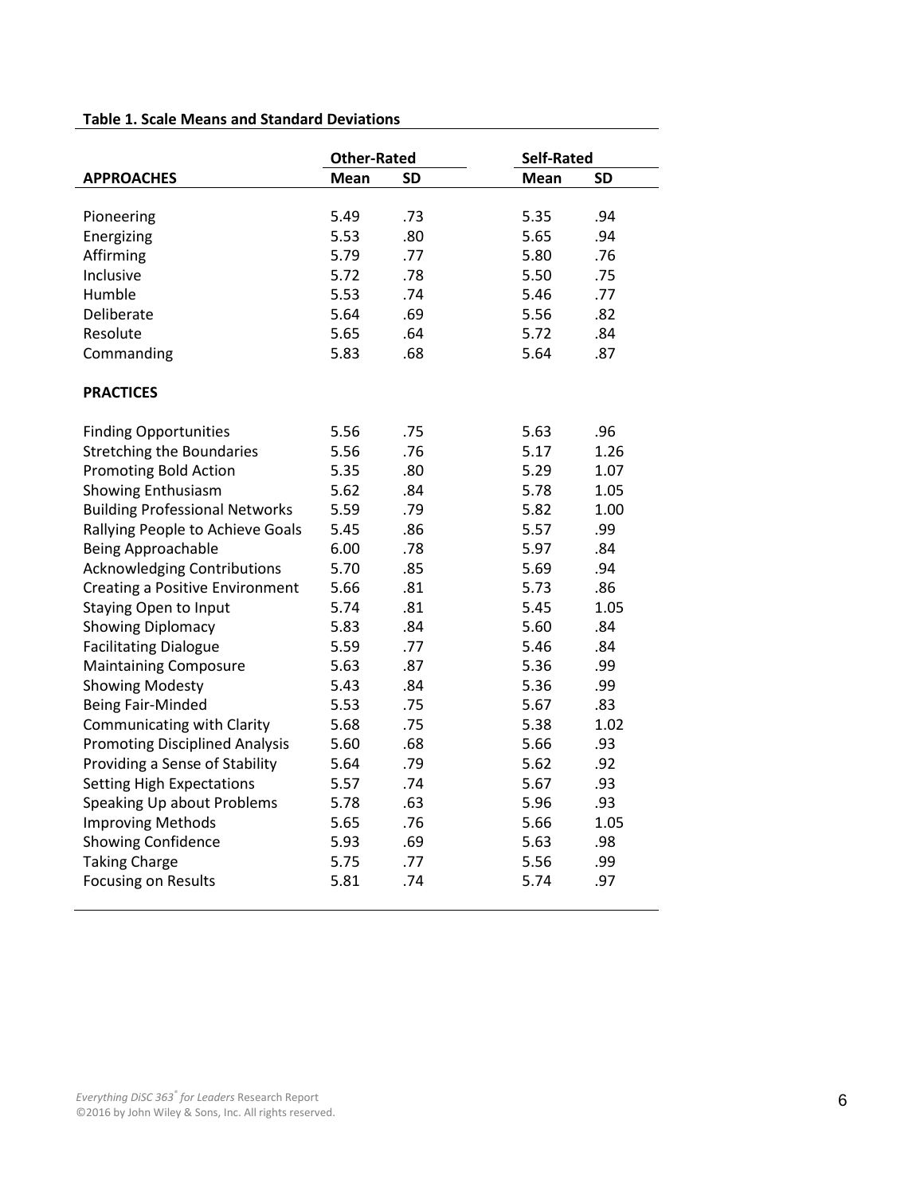**Table 1. Scale Means and Standard Deviations**

| | Other-Rated | | Self-Rated | |
|---|---|---|---|---|
| **APPROACHES** | **Mean** | **SD** | **Mean** | **SD** |
| Pioneering | 5.49 | .73 | 5.35 | .94 |
| Energizing | 5.53 | .80 | 5.65 | .94 |
| Affirming | 5.79 | .77 | 5.80 | .76 |
| Inclusive | 5.72 | .78 | 5.50 | .75 |
| Humble | 5.53 | .74 | 5.46 | .77 |
| Deliberate | 5.64 | .69 | 5.56 | .82 |
| Resolute | 5.65 | .64 | 5.72 | .84 |
| Commanding | 5.83 | .68 | 5.64 | .87 |
| **PRACTICES** | | | | |
| Finding Opportunities | 5.56 | .75 | 5.63 | .96 |
| Stretching the Boundaries | 5.56 | .76 | 5.17 | 1.26 |
| Promoting Bold Action | 5.35 | .80 | 5.29 | 1.07 |
| Showing Enthusiasm | 5.62 | .84 | 5.78 | 1.05 |
| Building Professional Networks | 5.59 | .79 | 5.82 | 1.00 |
| Rallying People to Achieve Goals | 5.45 | .86 | 5.57 | .99 |
| Being Approachable | 6.00 | .78 | 5.97 | .84 |
| Acknowledging Contributions | 5.70 | .85 | 5.69 | .94 |
| Creating a Positive Environment | 5.66 | .81 | 5.73 | .86 |
| Staying Open to Input | 5.74 | .81 | 5.45 | 1.05 |
| Showing Diplomacy | 5.83 | .84 | 5.60 | .84 |
| Facilitating Dialogue | 5.59 | .77 | 5.46 | .84 |
| Maintaining Composure | 5.63 | .87 | 5.36 | .99 |
| Showing Modesty | 5.43 | .84 | 5.36 | .99 |
| Being Fair-Minded | 5.53 | .75 | 5.67 | .83 |
| Communicating with Clarity | 5.68 | .75 | 5.38 | 1.02 |
| Promoting Disciplined Analysis | 5.60 | .68 | 5.66 | .93 |
| Providing a Sense of Stability | 5.64 | .79 | 5.62 | .92 |
| Setting High Expectations | 5.57 | .74 | 5.67 | .93 |
| Speaking Up about Problems | 5.78 | .63 | 5.96 | .93 |
| Improving Methods | 5.65 | .76 | 5.66 | 1.05 |
| Showing Confidence | 5.93 | .69 | 5.63 | .98 |
| Taking Charge | 5.75 | .77 | 5.56 | .99 |
| Focusing on Results | 5.81 | .74 | 5.74 | .97 |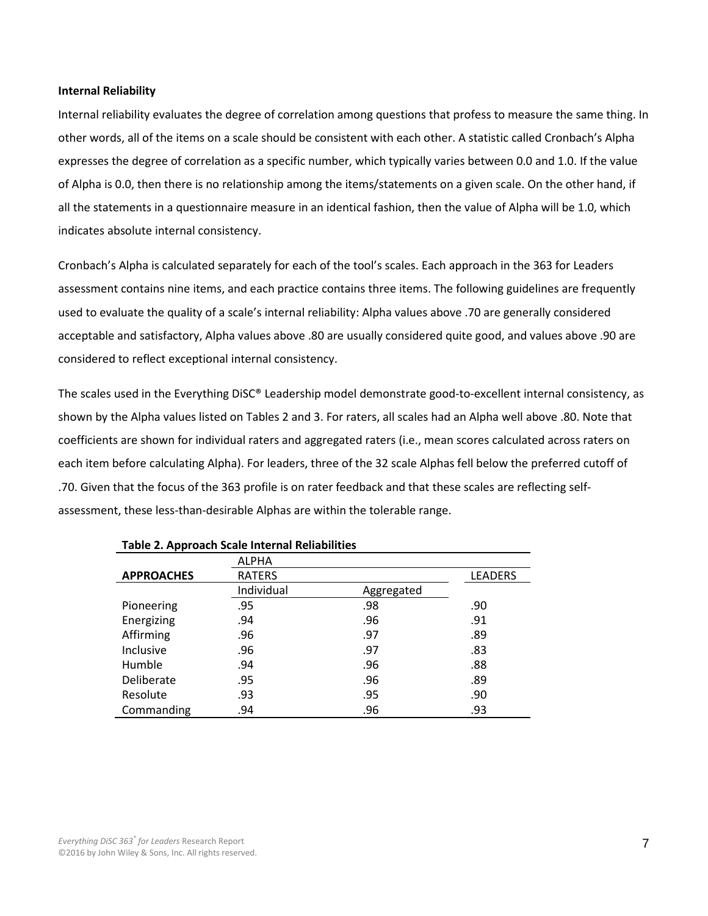**Internal Reliability**

Internal reliability evaluates the degree of correlation among questions that profess to measure the same thing. In other words, all of the items on a scale should be consistent with each other. A statistic called Cronbach's Alpha expresses the degree of correlation as a specific number, which typically varies between 0.0 and 1.0. If the value of Alpha is 0.0, then there is no relationship among the items/statements on a given scale. On the other hand, if all the statements in a questionnaire measure in an identical fashion, then the value of Alpha will be 1.0, which indicates absolute internal consistency.

Cronbach's Alpha is calculated separately for each of the tool's scales. Each approach in the 363 for Leaders assessment contains nine items, and each practice contains three items. The following guidelines are frequently used to evaluate the quality of a scale's internal reliability: Alpha values above .70 are generally considered acceptable and satisfactory, Alpha values above .80 are usually considered quite good, and values above .90 are considered to reflect exceptional internal consistency.

The scales used in the Everything DiSC® Leadership model demonstrate good-to-excellent internal consistency, as shown by the Alpha values listed on Tables 2 and 3. For raters, all scales had an Alpha well above .80. Note that coefficients are shown for individual raters and aggregated raters (i.e., mean scores calculated across raters on each item before calculating Alpha). For leaders, three of the 32 scale Alphas fell below the preferred cutoff of .70. Given that the focus of the 363 profile is on rater feedback and that these scales are reflecting self-assessment, these less-than-desirable Alphas are within the tolerable range.

**Table 2. Approach Scale Internal Reliabilities**

| | ALPHA | | |
|---|---|---|---|
| **APPROACHES** | RATERS | | LEADERS |
| | Individual | Aggregated | |
| Pioneering | .95 | .98 | .90 |
| Energizing | .94 | .96 | .91 |
| Affirming | .96 | .97 | .89 |
| Inclusive | .96 | .97 | .83 |
| Humble | .94 | .96 | .88 |
| Deliberate | .95 | .96 | .89 |
| Resolute | .93 | .95 | .90 |
| Commanding | .94 | .96 | .93 |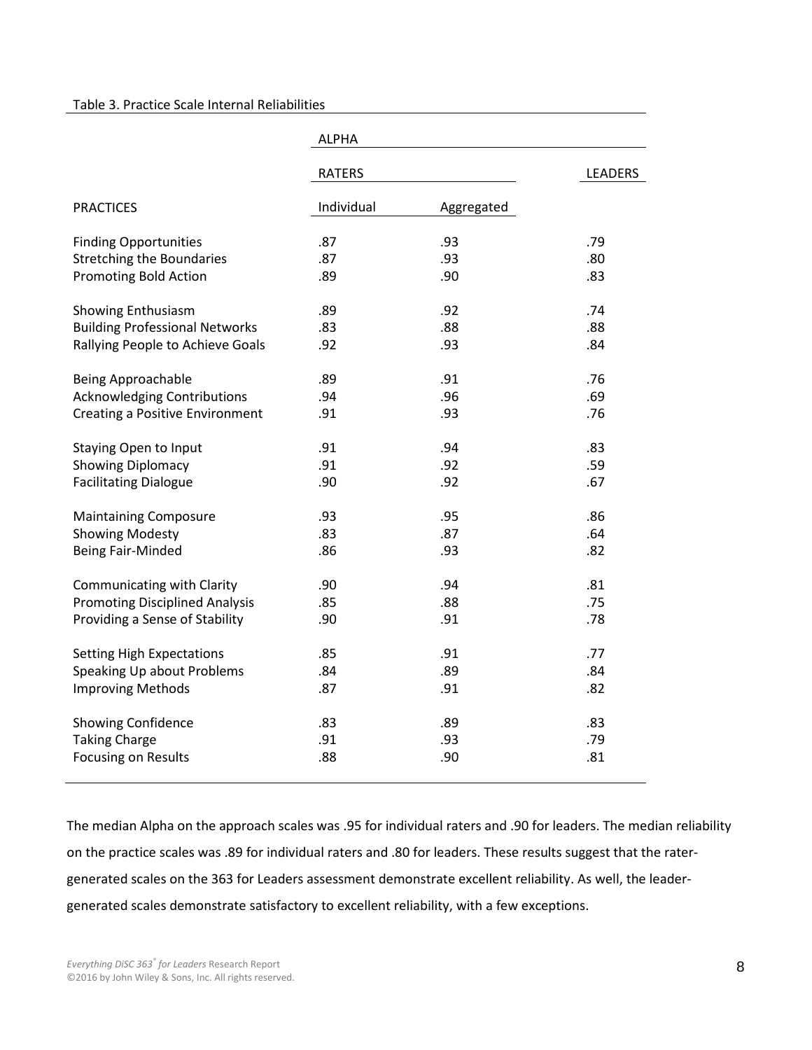Table 3. Practice Scale Internal Reliabilities

| | ALPHA | | |
|---|---|---|---|
| | RATERS | | LEADERS |
| PRACTICES | Individual | Aggregated | |
| Finding Opportunities | .87 | .93 | .79 |
| Stretching the Boundaries | .87 | .93 | .80 |
| Promoting Bold Action | .89 | .90 | .83 |
| Showing Enthusiasm | .89 | .92 | .74 |
| Building Professional Networks | .83 | .88 | .88 |
| Rallying People to Achieve Goals | .92 | .93 | .84 |
| Being Approachable | .89 | .91 | .76 |
| Acknowledging Contributions | .94 | .96 | .69 |
| Creating a Positive Environment | .91 | .93 | .76 |
| Staying Open to Input | .91 | .94 | .83 |
| Showing Diplomacy | .91 | .92 | .59 |
| Facilitating Dialogue | .90 | .92 | .67 |
| Maintaining Composure | .93 | .95 | .86 |
| Showing Modesty | .83 | .87 | .64 |
| Being Fair-Minded | .86 | .93 | .82 |
| Communicating with Clarity | .90 | .94 | .81 |
| Promoting Disciplined Analysis | .85 | .88 | .75 |
| Providing a Sense of Stability | .90 | .91 | .78 |
| Setting High Expectations | .85 | .91 | .77 |
| Speaking Up about Problems | .84 | .89 | .84 |
| Improving Methods | .87 | .91 | .82 |
| Showing Confidence | .83 | .89 | .83 |
| Taking Charge | .91 | .93 | .79 |
| Focusing on Results | .88 | .90 | .81 |

The median Alpha on the approach scales was .95 for individual raters and .90 for leaders. The median reliability on the practice scales was .89 for individual raters and .80 for leaders. These results suggest that the rater-generated scales on the 363 for Leaders assessment demonstrate excellent reliability. As well, the leader-generated scales demonstrate satisfactory to excellent reliability, with a few exceptions.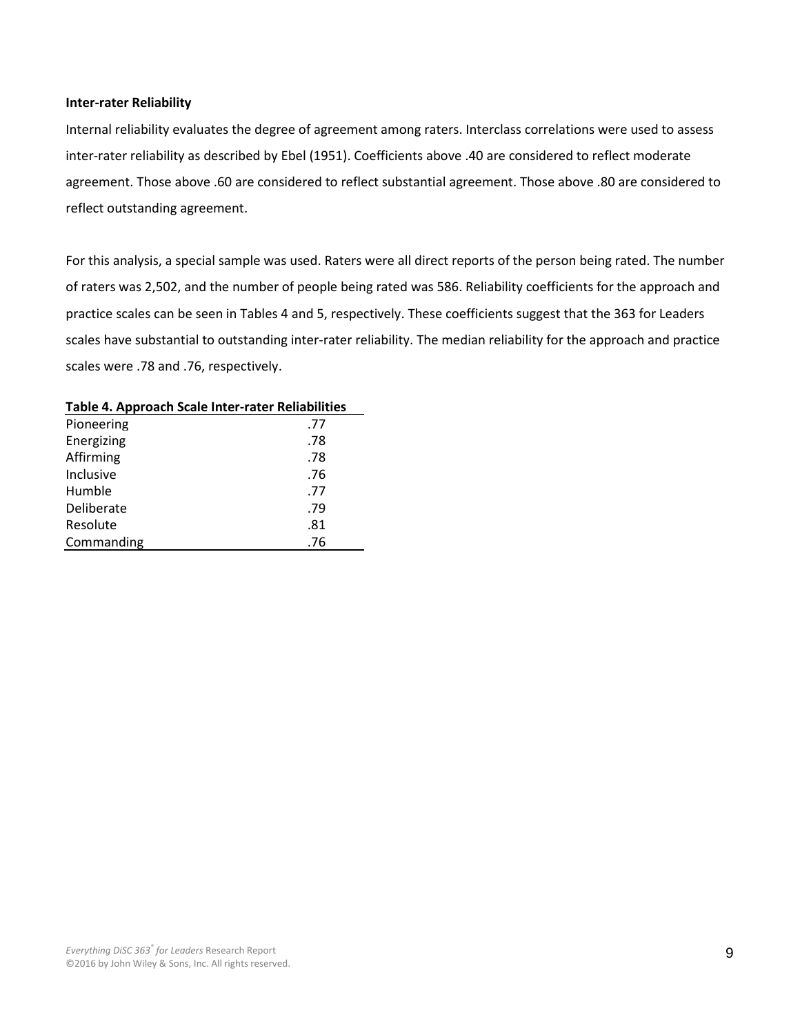**Inter-rater Reliability**

Internal reliability evaluates the degree of agreement among raters. Interclass correlations were used to assess inter-rater reliability as described by Ebel (1951). Coefficients above .40 are considered to reflect moderate agreement. Those above .60 are considered to reflect substantial agreement. Those above .80 are considered to reflect outstanding agreement.

For this analysis, a special sample was used. Raters were all direct reports of the person being rated. The number of raters was 2,502, and the number of people being rated was 586. Reliability coefficients for the approach and practice scales can be seen in Tables 4 and 5, respectively. These coefficients suggest that the 363 for Leaders scales have substantial to outstanding inter-rater reliability. The median reliability for the approach and practice scales were .78 and .76, respectively.

**Table 4. Approach Scale Inter-rater Reliabilities**

| | |
|---|---|
| Pioneering | .77 |
| Energizing | .78 |
| Affirming | .78 |
| Inclusive | .76 |
| Humble | .77 |
| Deliberate | .79 |
| Resolute | .81 |
| Commanding | .76 |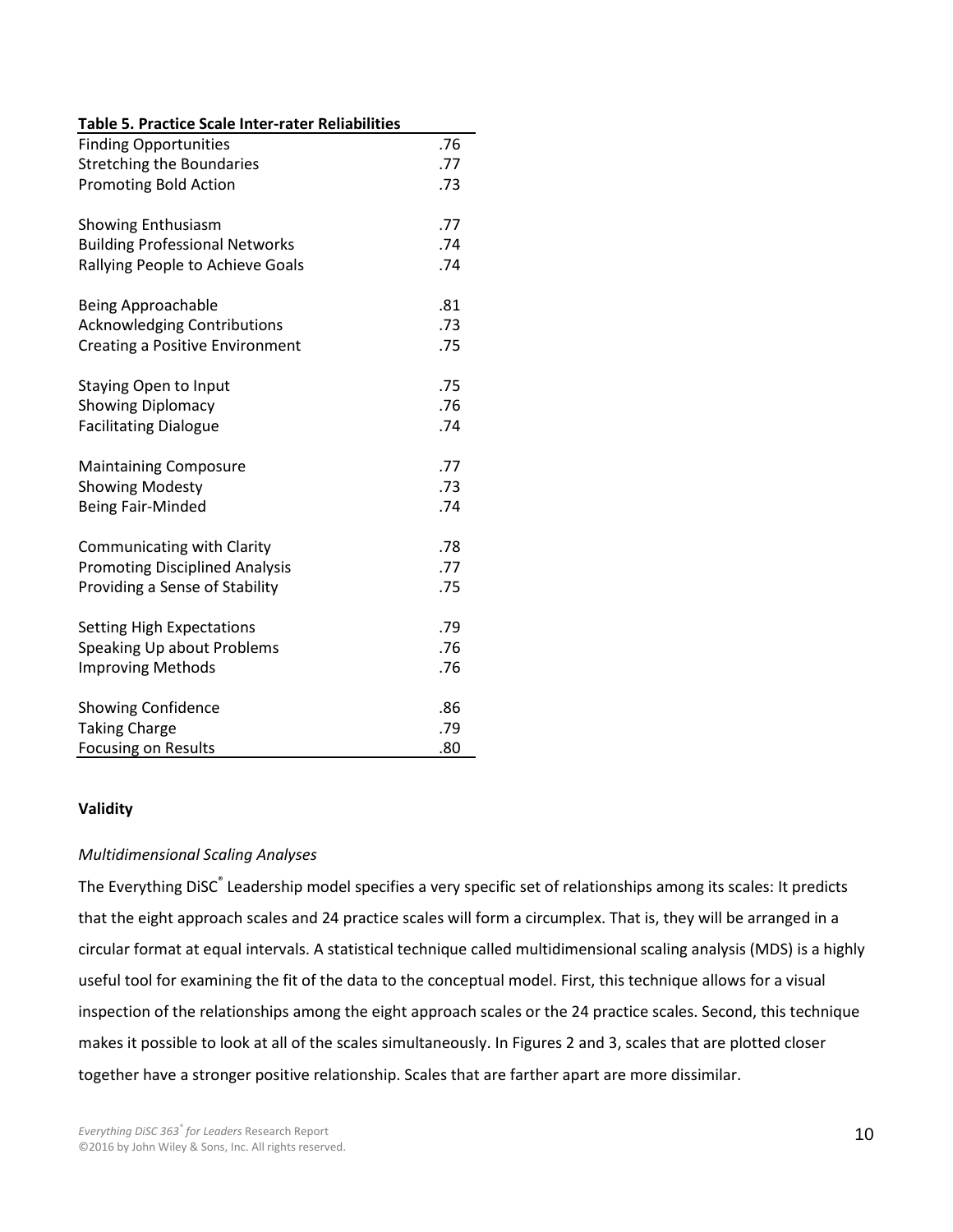**Table 5. Practice Scale Inter-rater Reliabilities**

| | |
|---|---|
| Finding Opportunities | .76 |
| Stretching the Boundaries | .77 |
| Promoting Bold Action | .73 |
| | |
| Showing Enthusiasm | .77 |
| Building Professional Networks | .74 |
| Rallying People to Achieve Goals | .74 |
| | |
| Being Approachable | .81 |
| Acknowledging Contributions | .73 |
| Creating a Positive Environment | .75 |
| | |
| Staying Open to Input | .75 |
| Showing Diplomacy | .76 |
| Facilitating Dialogue | .74 |
| | |
| Maintaining Composure | .77 |
| Showing Modesty | .73 |
| Being Fair-Minded | .74 |
| | |
| Communicating with Clarity | .78 |
| Promoting Disciplined Analysis | .77 |
| Providing a Sense of Stability | .75 |
| | |
| Setting High Expectations | .79 |
| Speaking Up about Problems | .76 |
| Improving Methods | .76 |
| | |
| Showing Confidence | .86 |
| Taking Charge | .79 |
| Focusing on Results | .80 |

## Validity

### *Multidimensional Scaling Analyses*

The Everything DiSC® Leadership model specifies a very specific set of relationships among its scales: It predicts that the eight approach scales and 24 practice scales will form a circumplex. That is, they will be arranged in a circular format at equal intervals. A statistical technique called multidimensional scaling analysis (MDS) is a highly useful tool for examining the fit of the data to the conceptual model. First, this technique allows for a visual inspection of the relationships among the eight approach scales or the 24 practice scales. Second, this technique makes it possible to look at all of the scales simultaneously. In Figures 2 and 3, scales that are plotted closer together have a stronger positive relationship. Scales that are farther apart are more dissimilar.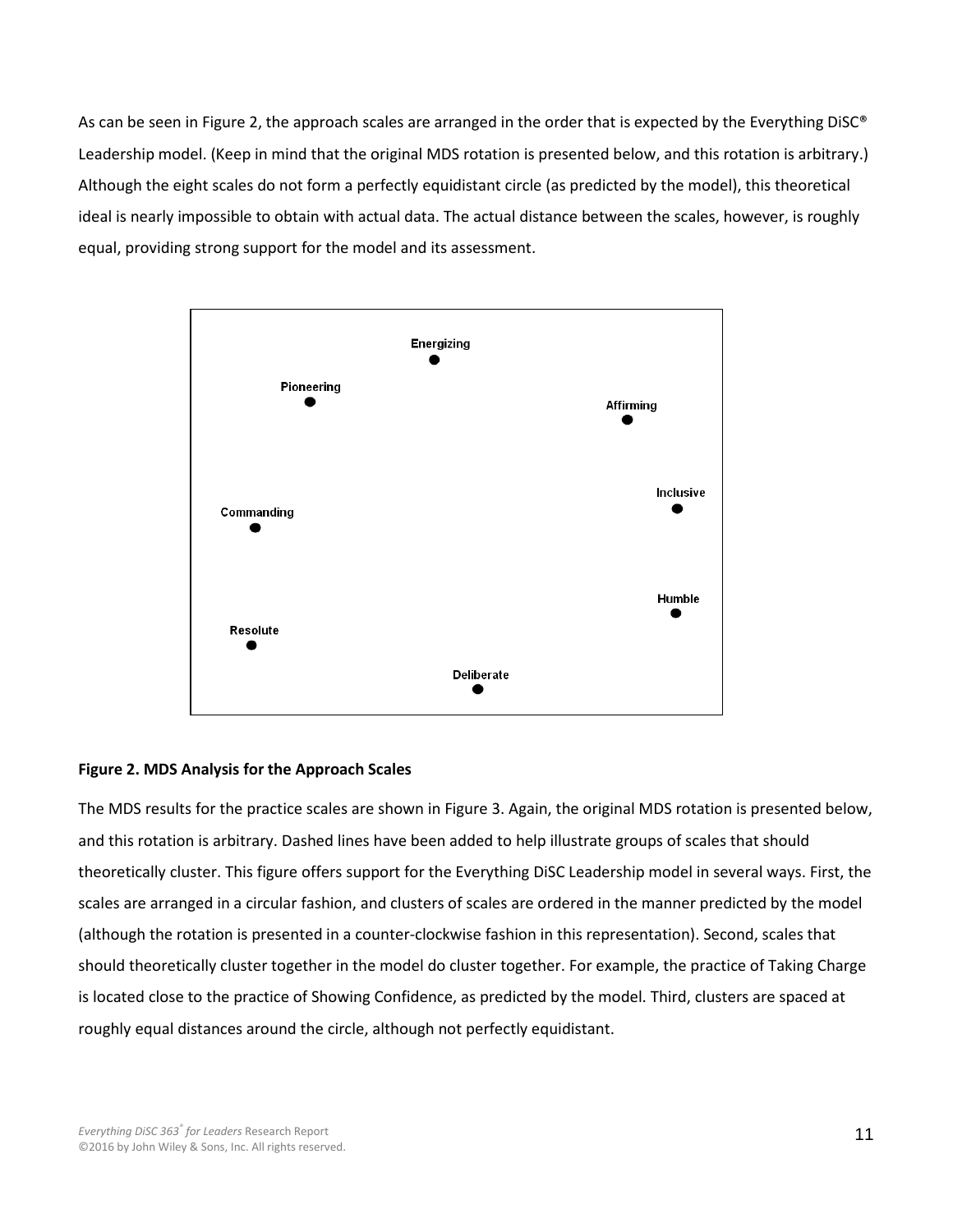As can be seen in Figure 2, the approach scales are arranged in the order that is expected by the Everything DiSC® Leadership model. (Keep in mind that the original MDS rotation is presented below, and this rotation is arbitrary.) Although the eight scales do not form a perfectly equidistant circle (as predicted by the model), this theoretical ideal is nearly impossible to obtain with actual data. The actual distance between the scales, however, is roughly equal, providing strong support for the model and its assessment.

**Figure 2. MDS Analysis for the Approach Scales**

The MDS results for the practice scales are shown in Figure 3. Again, the original MDS rotation is presented below, and this rotation is arbitrary. Dashed lines have been added to help illustrate groups of scales that should theoretically cluster. This figure offers support for the Everything DiSC Leadership model in several ways. First, the scales are arranged in a circular fashion, and clusters of scales are ordered in the manner predicted by the model (although the rotation is presented in a counter-clockwise fashion in this representation). Second, scales that should theoretically cluster together in the model do cluster together. For example, the practice of Taking Charge is located close to the practice of Showing Confidence, as predicted by the model. Third, clusters are spaced at roughly equal distances around the circle, although not perfectly equidistant.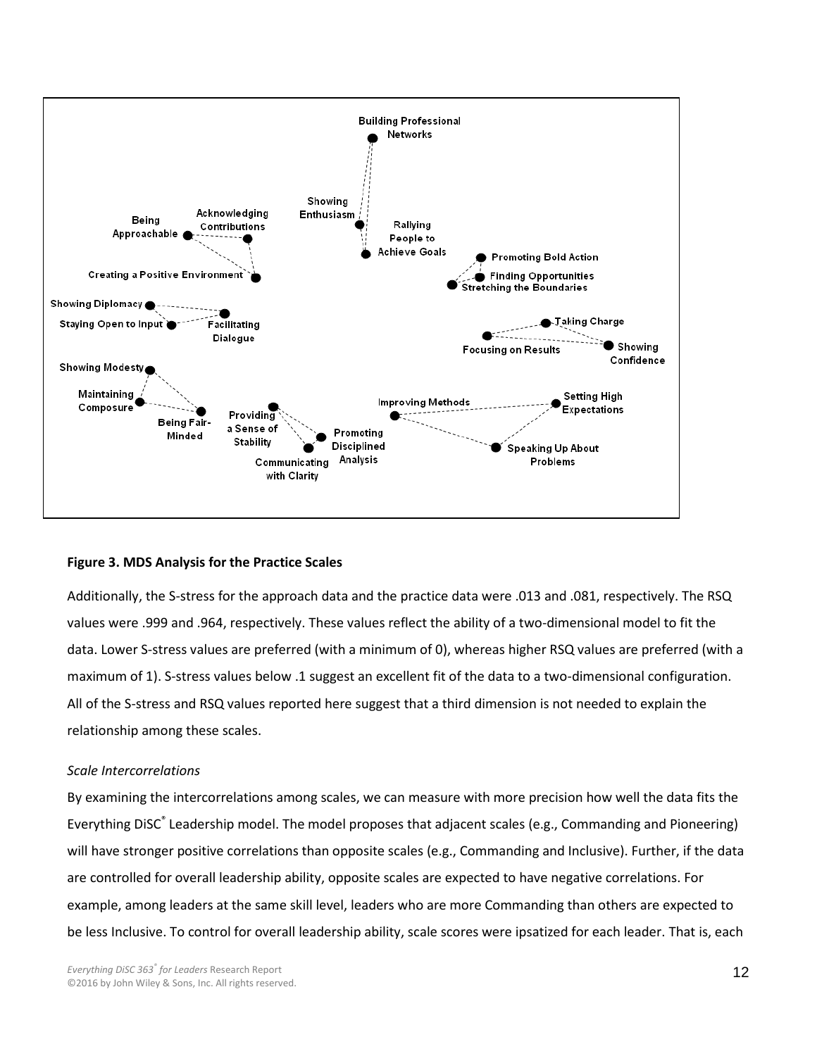**Figure 3. MDS Analysis for the Practice Scales**

Additionally, the S-stress for the approach data and the practice data were .013 and .081, respectively. The RSQ values were .999 and .964, respectively. These values reflect the ability of a two-dimensional model to fit the data. Lower S-stress values are preferred (with a minimum of 0), whereas higher RSQ values are preferred (with a maximum of 1). S-stress values below .1 suggest an excellent fit of the data to a two-dimensional configuration. All of the S-stress and RSQ values reported here suggest that a third dimension is not needed to explain the relationship among these scales.

*Scale Intercorrelations*

By examining the intercorrelations among scales, we can measure with more precision how well the data fits the Everything DiSC® Leadership model. The model proposes that adjacent scales (e.g., Commanding and Pioneering) will have stronger positive correlations than opposite scales (e.g., Commanding and Inclusive). Further, if the data are controlled for overall leadership ability, opposite scales are expected to have negative correlations. For example, among leaders at the same skill level, leaders who are more Commanding than others are expected to be less Inclusive. To control for overall leadership ability, scale scores were ipsatized for each leader. That is, each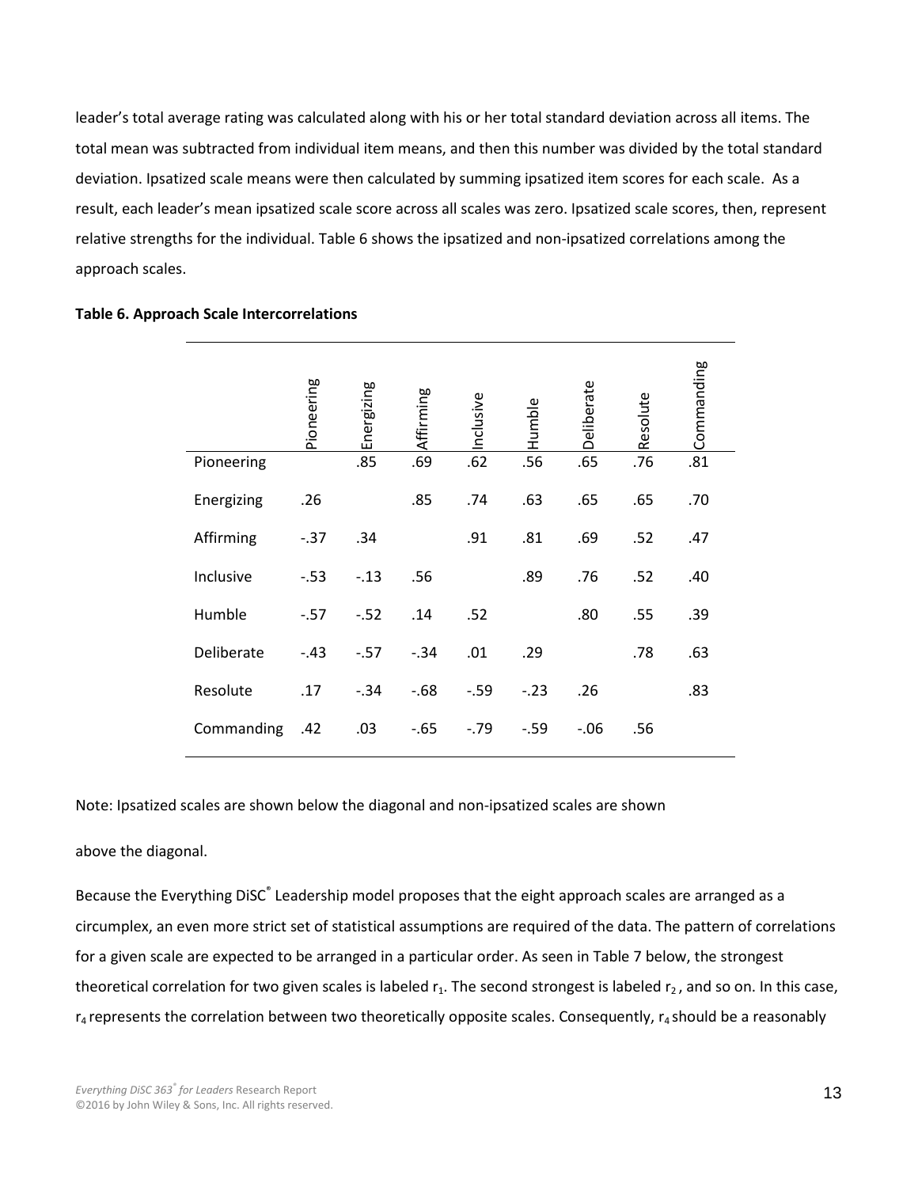leader's total average rating was calculated along with his or her total standard deviation across all items. The total mean was subtracted from individual item means, and then this number was divided by the total standard deviation. Ipsatized scale means were then calculated by summing ipsatized item scores for each scale. As a result, each leader's mean ipsatized scale score across all scales was zero. Ipsatized scale scores, then, represent relative strengths for the individual. Table 6 shows the ipsatized and non-ipsatized correlations among the approach scales.

**Table 6. Approach Scale Intercorrelations**

| | Pioneering | Energizing | Affirming | Inclusive | Humble | Deliberate | Resolute | Commanding |
|---|---|---|---|---|---|---|---|---|
| Pioneering | | .85 | .69 | .62 | .56 | .65 | .76 | .81 |
| Energizing | .26 | | .85 | .74 | .63 | .65 | .65 | .70 |
| Affirming | -.37 | .34 | | .91 | .81 | .69 | .52 | .47 |
| Inclusive | -.53 | -.13 | .56 | | .89 | .76 | .52 | .40 |
| Humble | -.57 | -.52 | .14 | .52 | | .80 | .55 | .39 |
| Deliberate | -.43 | -.57 | -.34 | .01 | .29 | | .78 | .63 |
| Resolute | .17 | -.34 | -.68 | -.59 | -.23 | .26 | | .83 |
| Commanding | .42 | .03 | -.65 | -.79 | -.59 | -.06 | .56 | |

Note: Ipsatized scales are shown below the diagonal and non-ipsatized scales are shown above the diagonal.

Because the Everything DiSC® Leadership model proposes that the eight approach scales are arranged as a circumplex, an even more strict set of statistical assumptions are required of the data. The pattern of correlations for a given scale are expected to be arranged in a particular order. As seen in Table 7 below, the strongest theoretical correlation for two given scales is labeled $r_1$. The second strongest is labeled $r_2$, and so on. In this case, $r_4$ represents the correlation between two theoretically opposite scales. Consequently, $r_4$ should be a reasonably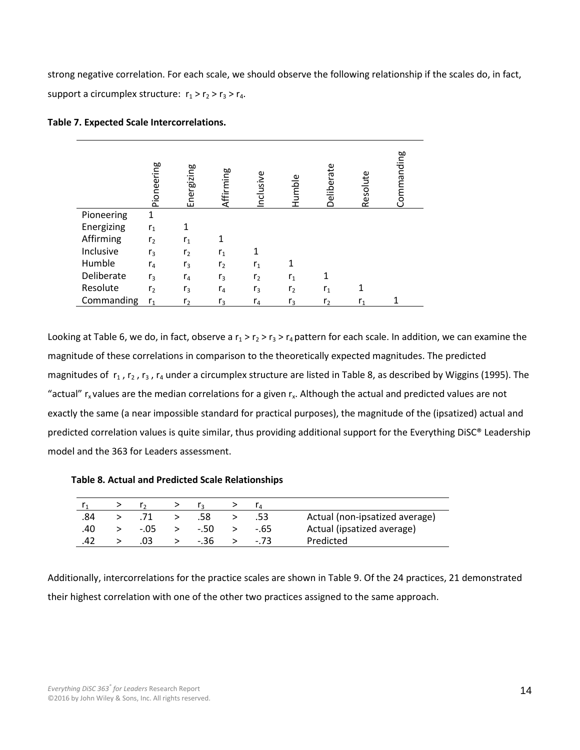strong negative correlation. For each scale, we should observe the following relationship if the scales do, in fact, support a circumplex structure: $r_1 > r_2 > r_3 > r_4$.

**Table 7. Expected Scale Intercorrelations.**

| | Pioneering | Energizing | Affirming | Inclusive | Humble | Deliberate | Resolute | Commanding |
|---|---|---|---|---|---|---|---|---|
| Pioneering | 1 | | | | | | | |
| Energizing | $r_1$ | 1 | | | | | | |
| Affirming | $r_2$ | $r_1$ | 1 | | | | | |
| Inclusive | $r_3$ | $r_2$ | $r_1$ | 1 | | | | |
| Humble | $r_4$ | $r_3$ | $r_2$ | $r_1$ | 1 | | | |
| Deliberate | $r_3$ | $r_4$ | $r_3$ | $r_2$ | $r_1$ | 1 | | |
| Resolute | $r_2$ | $r_3$ | $r_4$ | $r_3$ | $r_2$ | $r_1$ | 1 | |
| Commanding | $r_1$ | $r_2$ | $r_3$ | $r_4$ | $r_3$ | $r_2$ | $r_1$ | 1 |

Looking at Table 6, we do, in fact, observe a $r_1 > r_2 > r_3 > r_4$ pattern for each scale. In addition, we can examine the magnitude of these correlations in comparison to the theoretically expected magnitudes. The predicted magnitudes of $r_1$, $r_2$, $r_3$, $r_4$ under a circumplex structure are listed in Table 8, as described by Wiggins (1995). The "actual" $r_x$ values are the median correlations for a given $r_x$. Although the actual and predicted values are not exactly the same (a near impossible standard for practical purposes), the magnitude of the (ipsatized) actual and predicted correlation values is quite similar, thus providing additional support for the Everything DiSC® Leadership model and the 363 for Leaders assessment.

**Table 8. Actual and Predicted Scale Relationships**

| $r_1$ | > | $r_2$ | > | $r_3$ | > | $r_4$ | |
|---|---|---|---|---|---|---|---|
| .84 | > | .71 | > | .58 | > | .53 | Actual (non-ipsatized average) |
| .40 | > | -.05 | > | -.50 | > | -.65 | Actual (ipsatized average) |
| .42 | > | .03 | > | -.36 | > | -.73 | Predicted |

Additionally, intercorrelations for the practice scales are shown in Table 9. Of the 24 practices, 21 demonstrated their highest correlation with one of the other two practices assigned to the same approach.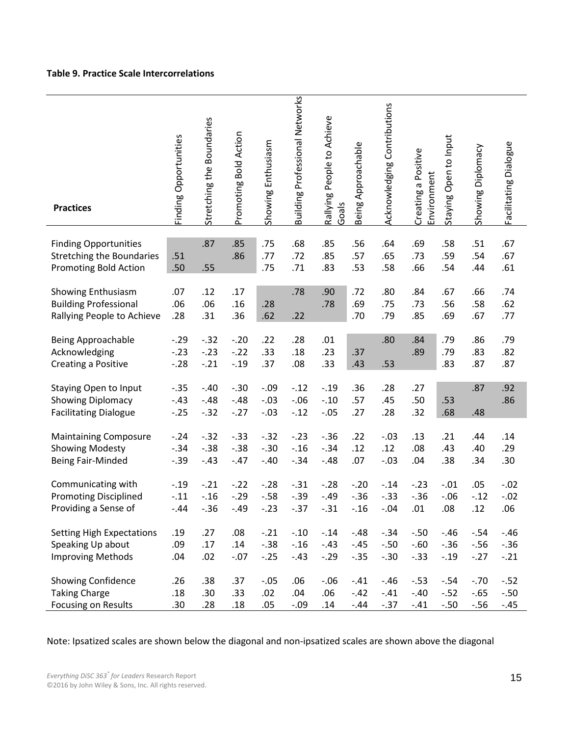**Table 9. Practice Scale Intercorrelations**

| Practices | Finding Opportunities | Stretching the Boundaries | Promoting Bold Action | Showing Enthusiasm | Building Professional Networks | Rallying People to Achieve Goals | Being Approachable | Acknowledging Contributions | Creating a Positive Environment | Staying Open to Input | Showing Diplomacy | Facilitating Dialogue |
|---|---|---|---|---|---|---|---|---|---|---|---|---|
| Finding Opportunities | | .87 | .85 | .75 | .68 | .85 | .56 | .64 | .69 | .58 | .51 | .67 |
| Stretching the Boundaries | .51 | | .86 | .77 | .72 | .85 | .57 | .65 | .73 | .59 | .54 | .67 |
| Promoting Bold Action | .50 | .55 | | .75 | .71 | .83 | .53 | .58 | .66 | .54 | .44 | .61 |
| Showing Enthusiasm | .07 | .12 | .17 | | .78 | .90 | .72 | .80 | .84 | .67 | .66 | .74 |
| Building Professional | .06 | .06 | .16 | .28 | | .78 | .69 | .75 | .73 | .56 | .58 | .62 |
| Rallying People to Achieve | .28 | .31 | .36 | .62 | .22 | | .70 | .79 | .85 | .69 | .67 | .77 |
| Being Approachable | -.29 | -.32 | -.20 | .22 | .28 | .01 | | .80 | .84 | .79 | .86 | .79 |
| Acknowledging | -.23 | -.23 | -.22 | .33 | .18 | .23 | .37 | | .89 | .79 | .83 | .82 |
| Creating a Positive | -.28 | -.21 | -.19 | .37 | .08 | .33 | .43 | .53 | | .83 | .87 | .87 |
| Staying Open to Input | -.35 | -.40 | -.30 | -.09 | -.12 | -.19 | .36 | .28 | .27 | | .87 | .92 |
| Showing Diplomacy | -.43 | -.48 | -.48 | -.03 | -.06 | -.10 | .57 | .45 | .50 | .53 | | .86 |
| Facilitating Dialogue | -.25 | -.32 | -.27 | -.03 | -.12 | -.05 | .27 | .28 | .32 | .68 | .48 | |
| Maintaining Composure | -.24 | -.32 | -.33 | -.32 | -.23 | -.36 | .22 | -.03 | .13 | .21 | .44 | .14 |
| Showing Modesty | -.34 | -.38 | -.38 | -.30 | -.16 | -.34 | .12 | .12 | .08 | .43 | .40 | .29 |
| Being Fair-Minded | -.39 | -.43 | -.47 | -.40 | -.34 | -.48 | .07 | -.03 | .04 | .38 | .34 | .30 |
| Communicating with | -.19 | -.21 | -.22 | -.28 | -.31 | -.28 | -.20 | -.14 | -.23 | -.01 | .05 | -.02 |
| Promoting Disciplined | -.11 | -.16 | -.29 | -.58 | -.39 | -.49 | -.36 | -.33 | -.36 | -.06 | -.12 | -.02 |
| Providing a Sense of | -.44 | -.36 | -.49 | -.23 | -.37 | -.31 | -.16 | -.04 | .01 | .08 | .12 | .06 |
| Setting High Expectations | .19 | .27 | .08 | -.21 | -.10 | -.14 | -.48 | -.34 | -.50 | -.46 | -.54 | -.46 |
| Speaking Up about | .09 | .17 | .14 | -.38 | -.16 | -.43 | -.45 | -.50 | -.60 | -.36 | -.56 | -.36 |
| Improving Methods | .04 | .02 | -.07 | -.25 | -.43 | -.29 | -.35 | -.30 | -.33 | -.19 | -.27 | -.21 |
| Showing Confidence | .26 | .38 | .37 | -.05 | .06 | -.06 | -.41 | -.46 | -.53 | -.54 | -.70 | -.52 |
| Taking Charge | .18 | .30 | .33 | .02 | .04 | .06 | -.42 | -.41 | -.40 | -.52 | -.65 | -.50 |
| Focusing on Results | .30 | .28 | .18 | .05 | -.09 | .14 | -.44 | -.37 | -.41 | -.50 | -.56 | -.45 |

Note: Ipsatized scales are shown below the diagonal and non-ipsatized scales are shown above the diagonal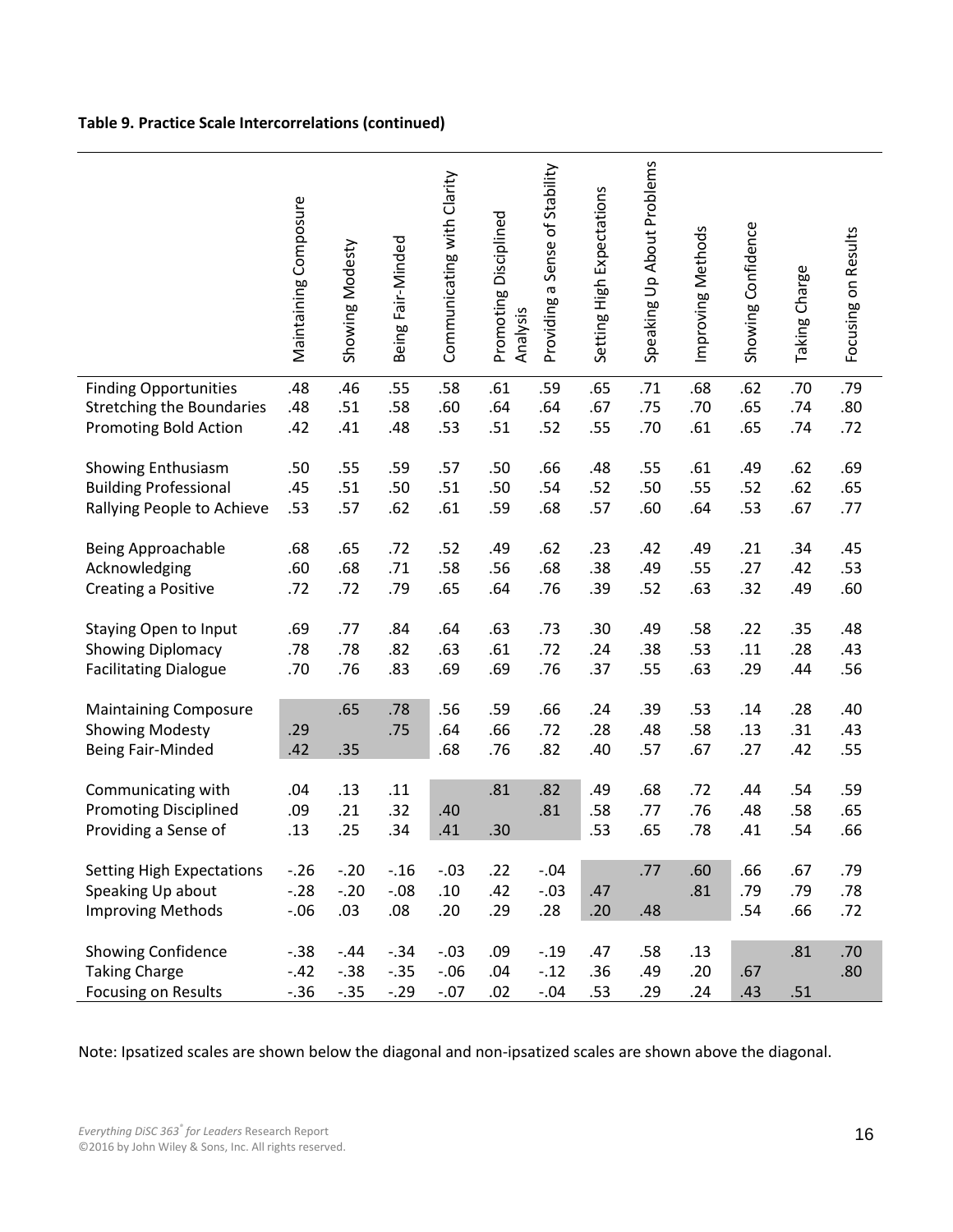**Table 9. Practice Scale Intercorrelations (continued)**

| | Maintaining Composure | Showing Modesty | Being Fair-Minded | Communicating with Clarity | Promoting Disciplined Analysis | Providing a Sense of Stability | Setting High Expectations | Speaking Up About Problems | Improving Methods | Showing Confidence | Taking Charge | Focusing on Results |
|---|---|---|---|---|---|---|---|---|---|---|---|---|
| Finding Opportunities | .48 | .46 | .55 | .58 | .61 | .59 | .65 | .71 | .68 | .62 | .70 | .79 |
| Stretching the Boundaries | .48 | .51 | .58 | .60 | .64 | .64 | .67 | .75 | .70 | .65 | .74 | .80 |
| Promoting Bold Action | .42 | .41 | .48 | .53 | .51 | .52 | .55 | .70 | .61 | .65 | .74 | .72 |
| Showing Enthusiasm | .50 | .55 | .59 | .57 | .50 | .66 | .48 | .55 | .61 | .49 | .62 | .69 |
| Building Professional | .45 | .51 | .50 | .51 | .50 | .54 | .52 | .50 | .55 | .52 | .62 | .65 |
| Rallying People to Achieve | .53 | .57 | .62 | .61 | .59 | .68 | .57 | .60 | .64 | .53 | .67 | .77 |
| Being Approachable | .68 | .65 | .72 | .52 | .49 | .62 | .23 | .42 | .49 | .21 | .34 | .45 |
| Acknowledging | .60 | .68 | .71 | .58 | .56 | .68 | .38 | .49 | .55 | .27 | .42 | .53 |
| Creating a Positive | .72 | .72 | .79 | .65 | .64 | .76 | .39 | .52 | .63 | .32 | .49 | .60 |
| Staying Open to Input | .69 | .77 | .84 | .64 | .63 | .73 | .30 | .49 | .58 | .22 | .35 | .48 |
| Showing Diplomacy | .78 | .78 | .82 | .63 | .61 | .72 | .24 | .38 | .53 | .11 | .28 | .43 |
| Facilitating Dialogue | .70 | .76 | .83 | .69 | .69 | .76 | .37 | .55 | .63 | .29 | .44 | .56 |
| Maintaining Composure | | .65 | .78 | .56 | .59 | .66 | .24 | .39 | .53 | .14 | .28 | .40 |
| Showing Modesty | .29 | | .75 | .64 | .66 | .72 | .28 | .48 | .58 | .13 | .31 | .43 |
| Being Fair-Minded | .42 | .35 | | .68 | .76 | .82 | .40 | .57 | .67 | .27 | .42 | .55 |
| Communicating with | .04 | .13 | .11 | | .81 | .82 | .49 | .68 | .72 | .44 | .54 | .59 |
| Promoting Disciplined | .09 | .21 | .32 | .40 | | .81 | .58 | .77 | .76 | .48 | .58 | .65 |
| Providing a Sense of | .13 | .25 | .34 | .41 | .30 | | .53 | .65 | .78 | .41 | .54 | .66 |
| Setting High Expectations | -.26 | -.20 | -.16 | -.03 | .22 | -.04 | | .77 | .60 | .66 | .67 | .79 |
| Speaking Up about | -.28 | -.20 | -.08 | .10 | .42 | -.03 | .47 | | .81 | .79 | .79 | .78 |
| Improving Methods | -.06 | .03 | .08 | .20 | .29 | .28 | .20 | .48 | | .54 | .66 | .72 |
| Showing Confidence | -.38 | -.44 | -.34 | -.03 | .09 | -.19 | .47 | .58 | .13 | | .81 | .70 |
| Taking Charge | -.42 | -.38 | -.35 | -.06 | .04 | -.12 | .36 | .49 | .20 | .67 | | .80 |
| Focusing on Results | -.36 | -.35 | -.29 | -.07 | .02 | -.04 | .53 | .29 | .24 | .43 | .51 | |

Note: Ipsatized scales are shown below the diagonal and non-ipsatized scales are shown above the diagonal.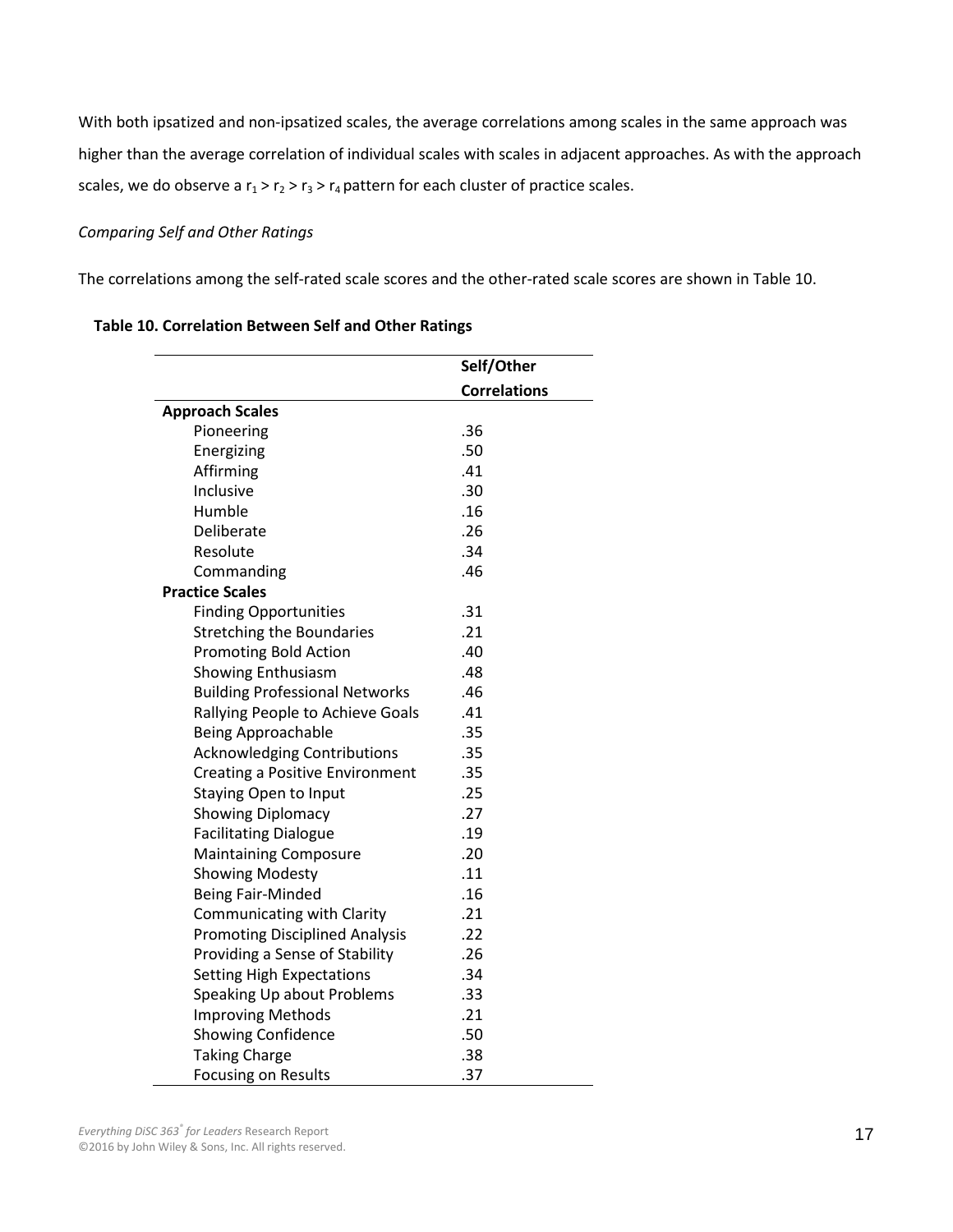With both ipsatized and non-ipsatized scales, the average correlations among scales in the same approach was higher than the average correlation of individual scales with scales in adjacent approaches. As with the approach scales, we do observe a $r_1 > r_2 > r_3 > r_4$ pattern for each cluster of practice scales.

*Comparing Self and Other Ratings*

The correlations among the self-rated scale scores and the other-rated scale scores are shown in Table 10.

**Table 10. Correlation Between Self and Other Ratings**

| | Self/Other Correlations |
|---|---|
| **Approach Scales** | |
| Pioneering | .36 |
| Energizing | .50 |
| Affirming | .41 |
| Inclusive | .30 |
| Humble | .16 |
| Deliberate | .26 |
| Resolute | .34 |
| Commanding | .46 |
| **Practice Scales** | |
| Finding Opportunities | .31 |
| Stretching the Boundaries | .21 |
| Promoting Bold Action | .40 |
| Showing Enthusiasm | .48 |
| Building Professional Networks | .46 |
| Rallying People to Achieve Goals | .41 |
| Being Approachable | .35 |
| Acknowledging Contributions | .35 |
| Creating a Positive Environment | .35 |
| Staying Open to Input | .25 |
| Showing Diplomacy | .27 |
| Facilitating Dialogue | .19 |
| Maintaining Composure | .20 |
| Showing Modesty | .11 |
| Being Fair-Minded | .16 |
| Communicating with Clarity | .21 |
| Promoting Disciplined Analysis | .22 |
| Providing a Sense of Stability | .26 |
| Setting High Expectations | .34 |
| Speaking Up about Problems | .33 |
| Improving Methods | .21 |
| Showing Confidence | .50 |
| Taking Charge | .38 |
| Focusing on Results | .37 |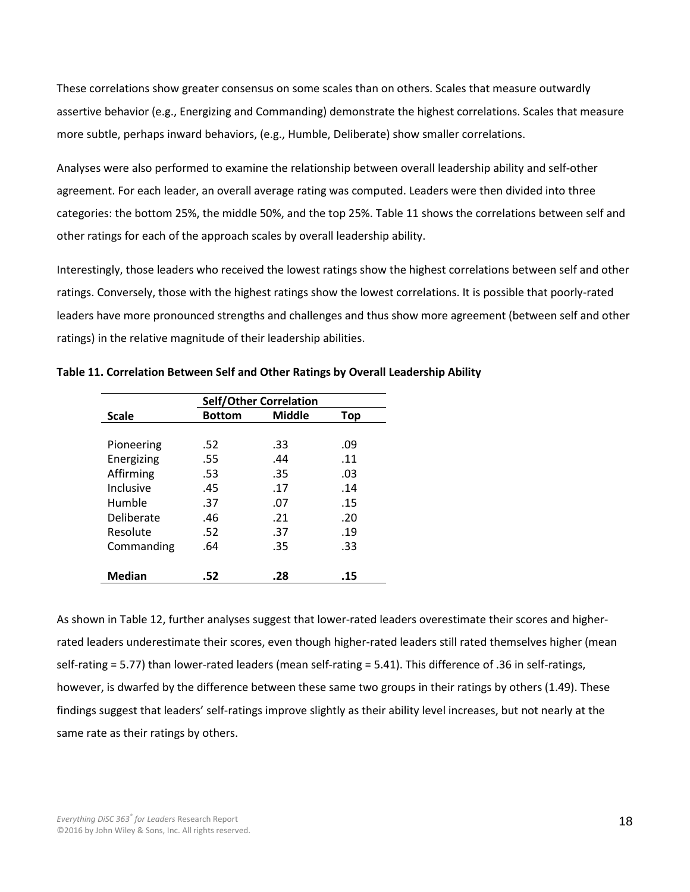These correlations show greater consensus on some scales than on others. Scales that measure outwardly assertive behavior (e.g., Energizing and Commanding) demonstrate the highest correlations. Scales that measure more subtle, perhaps inward behaviors, (e.g., Humble, Deliberate) show smaller correlations.

Analyses were also performed to examine the relationship between overall leadership ability and self-other agreement. For each leader, an overall average rating was computed. Leaders were then divided into three categories: the bottom 25%, the middle 50%, and the top 25%. Table 11 shows the correlations between self and other ratings for each of the approach scales by overall leadership ability.

Interestingly, those leaders who received the lowest ratings show the highest correlations between self and other ratings. Conversely, those with the highest ratings show the lowest correlations. It is possible that poorly-rated leaders have more pronounced strengths and challenges and thus show more agreement (between self and other ratings) in the relative magnitude of their leadership abilities.

**Table 11. Correlation Between Self and Other Ratings by Overall Leadership Ability**

| | Self/Other Correlation | | |
|---|---|---|---|
| **Scale** | **Bottom** | **Middle** | **Top** |
| Pioneering | .52 | .33 | .09 |
| Energizing | .55 | .44 | .11 |
| Affirming | .53 | .35 | .03 |
| Inclusive | .45 | .17 | .14 |
| Humble | .37 | .07 | .15 |
| Deliberate | .46 | .21 | .20 |
| Resolute | .52 | .37 | .19 |
| Commanding | .64 | .35 | .33 |
| **Median** | **.52** | **.28** | **.15** |

As shown in Table 12, further analyses suggest that lower-rated leaders overestimate their scores and higher-rated leaders underestimate their scores, even though higher-rated leaders still rated themselves higher (mean self-rating = 5.77) than lower-rated leaders (mean self-rating = 5.41). This difference of .36 in self-ratings, however, is dwarfed by the difference between these same two groups in their ratings by others (1.49). These findings suggest that leaders' self-ratings improve slightly as their ability level increases, but not nearly at the same rate as their ratings by others.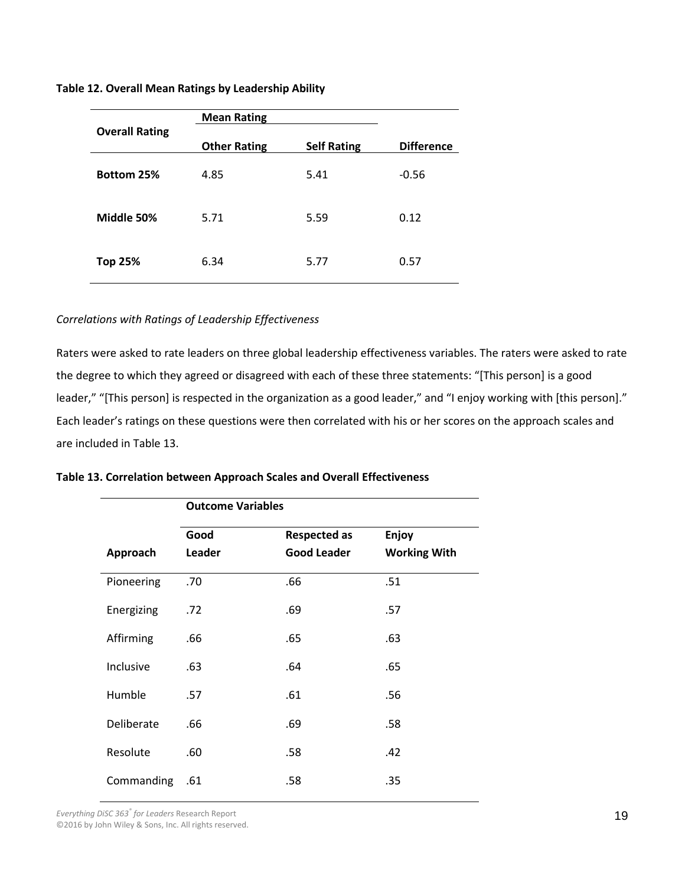**Table 12. Overall Mean Ratings by Leadership Ability**

| Overall Rating | Mean Rating | | |
|---|---|---|---|
| | Other Rating | Self Rating | Difference |
| **Bottom 25%** | 4.85 | 5.41 | -0.56 |
| **Middle 50%** | 5.71 | 5.59 | 0.12 |
| **Top 25%** | 6.34 | 5.77 | 0.57 |

*Correlations with Ratings of Leadership Effectiveness*

Raters were asked to rate leaders on three global leadership effectiveness variables. The raters were asked to rate the degree to which they agreed or disagreed with each of these three statements: "[This person] is a good leader," "[This person] is respected in the organization as a good leader," and "I enjoy working with [this person]." Each leader's ratings on these questions were then correlated with his or her scores on the approach scales and are included in Table 13.

**Table 13. Correlation between Approach Scales and Overall Effectiveness**

| | Outcome Variables | | |
|---|---|---|---|
| Approach | Good Leader | Respected as Good Leader | Enjoy Working With |
| Pioneering | .70 | .66 | .51 |
| Energizing | .72 | .69 | .57 |
| Affirming | .66 | .65 | .63 |
| Inclusive | .63 | .64 | .65 |
| Humble | .57 | .61 | .56 |
| Deliberate | .66 | .69 | .58 |
| Resolute | .60 | .58 | .42 |
| Commanding | .61 | .58 | .35 |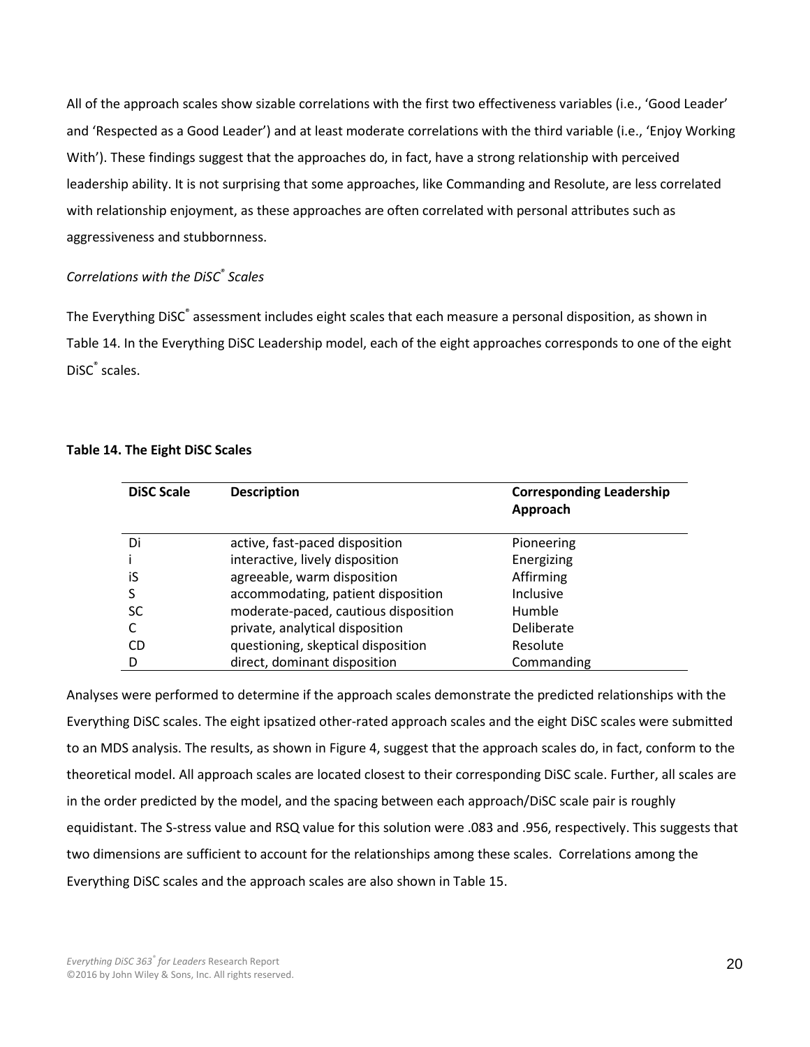All of the approach scales show sizable correlations with the first two effectiveness variables (i.e., 'Good Leader' and 'Respected as a Good Leader') and at least moderate correlations with the third variable (i.e., 'Enjoy Working With'). These findings suggest that the approaches do, in fact, have a strong relationship with perceived leadership ability. It is not surprising that some approaches, like Commanding and Resolute, are less correlated with relationship enjoyment, as these approaches are often correlated with personal attributes such as aggressiveness and stubbornness.

*Correlations with the DiSC® Scales*

The Everything DiSC® assessment includes eight scales that each measure a personal disposition, as shown in Table 14. In the Everything DiSC Leadership model, each of the eight approaches corresponds to one of the eight DiSC® scales.

**Table 14. The Eight DiSC Scales**

| DiSC Scale | Description | Corresponding Leadership Approach |
|---|---|---|
| Di | active, fast-paced disposition | Pioneering |
| i | interactive, lively disposition | Energizing |
| iS | agreeable, warm disposition | Affirming |
| S | accommodating, patient disposition | Inclusive |
| SC | moderate-paced, cautious disposition | Humble |
| C | private, analytical disposition | Deliberate |
| CD | questioning, skeptical disposition | Resolute |
| D | direct, dominant disposition | Commanding |

Analyses were performed to determine if the approach scales demonstrate the predicted relationships with the Everything DiSC scales. The eight ipsatized other-rated approach scales and the eight DiSC scales were submitted to an MDS analysis. The results, as shown in Figure 4, suggest that the approach scales do, in fact, conform to the theoretical model. All approach scales are located closest to their corresponding DiSC scale. Further, all scales are in the order predicted by the model, and the spacing between each approach/DiSC scale pair is roughly equidistant. The S-stress value and RSQ value for this solution were .083 and .956, respectively. This suggests that two dimensions are sufficient to account for the relationships among these scales. Correlations among the Everything DiSC scales and the approach scales are also shown in Table 15.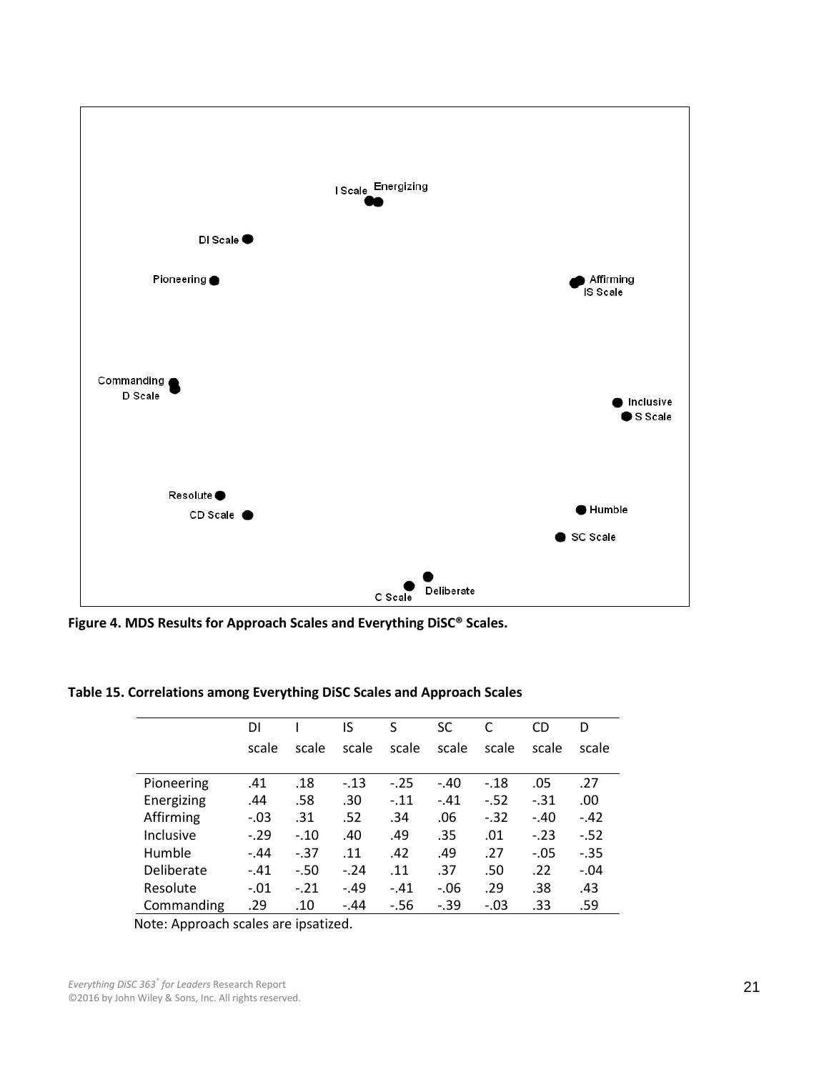**Figure 4. MDS Results for Approach Scales and Everything DiSC® Scales.**

**Table 15. Correlations among Everything DiSC Scales and Approach Scales**

| | DI scale | I scale | IS scale | S scale | SC scale | C scale | CD scale | D scale |
|---|---|---|---|---|---|---|---|---|
| Pioneering | .41 | .18 | -.13 | -.25 | -.40 | -.18 | .05 | .27 |
| Energizing | .44 | .58 | .30 | -.11 | -.41 | -.52 | -.31 | .00 |
| Affirming | -.03 | .31 | .52 | .34 | .06 | -.32 | -.40 | -.42 |
| Inclusive | -.29 | -.10 | .40 | .49 | .35 | .01 | -.23 | -.52 |
| Humble | -.44 | -.37 | .11 | .42 | .49 | .27 | -.05 | -.35 |
| Deliberate | -.41 | -.50 | -.24 | .11 | .37 | .50 | .22 | -.04 |
| Resolute | -.01 | -.21 | -.49 | -.41 | -.06 | .29 | .38 | .43 |
| Commanding | .29 | .10 | -.44 | -.56 | -.39 | -.03 | .33 | .59 |

Note: Approach scales are ipsatized.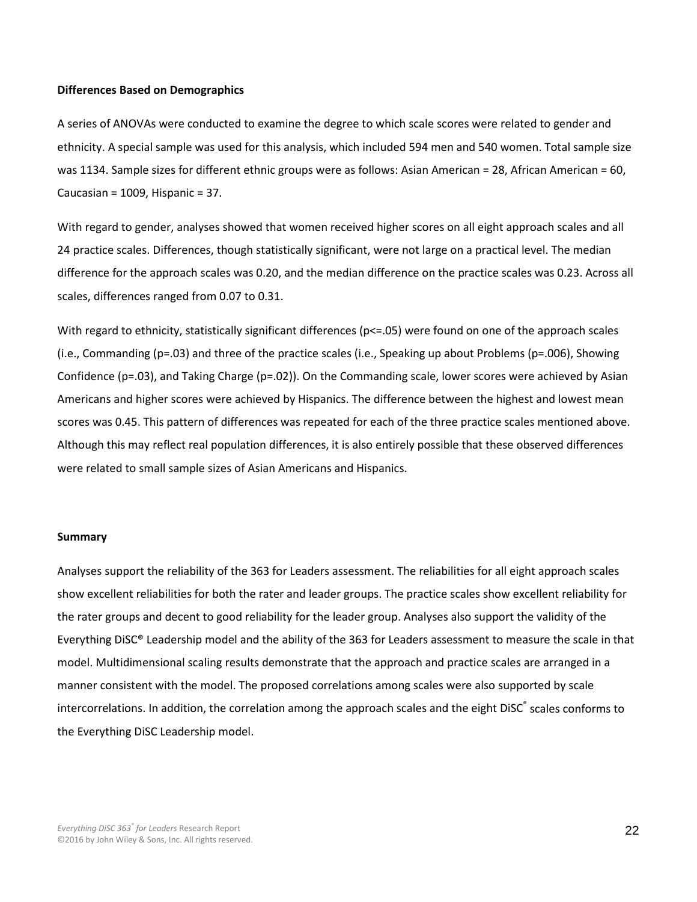**Differences Based on Demographics**

A series of ANOVAs were conducted to examine the degree to which scale scores were related to gender and ethnicity. A special sample was used for this analysis, which included 594 men and 540 women. Total sample size was 1134. Sample sizes for different ethnic groups were as follows: Asian American = 28, African American = 60, Caucasian = 1009, Hispanic = 37.

With regard to gender, analyses showed that women received higher scores on all eight approach scales and all 24 practice scales. Differences, though statistically significant, were not large on a practical level. The median difference for the approach scales was 0.20, and the median difference on the practice scales was 0.23. Across all scales, differences ranged from 0.07 to 0.31.

With regard to ethnicity, statistically significant differences ($p<=.05$) were found on one of the approach scales (i.e., Commanding ($p=.03$) and three of the practice scales (i.e., Speaking up about Problems ($p=.006$), Showing Confidence ($p=.03$), and Taking Charge ($p=.02$)). On the Commanding scale, lower scores were achieved by Asian Americans and higher scores were achieved by Hispanics. The difference between the highest and lowest mean scores was 0.45. This pattern of differences was repeated for each of the three practice scales mentioned above. Although this may reflect real population differences, it is also entirely possible that these observed differences were related to small sample sizes of Asian Americans and Hispanics.

**Summary**

Analyses support the reliability of the 363 for Leaders assessment. The reliabilities for all eight approach scales show excellent reliabilities for both the rater and leader groups. The practice scales show excellent reliability for the rater groups and decent to good reliability for the leader group. Analyses also support the validity of the Everything DiSC® Leadership model and the ability of the 363 for Leaders assessment to measure the scale in that model. Multidimensional scaling results demonstrate that the approach and practice scales are arranged in a manner consistent with the model. The proposed correlations among scales were also supported by scale intercorrelations. In addition, the correlation among the approach scales and the eight DiSC® scales conforms to the Everything DiSC Leadership model.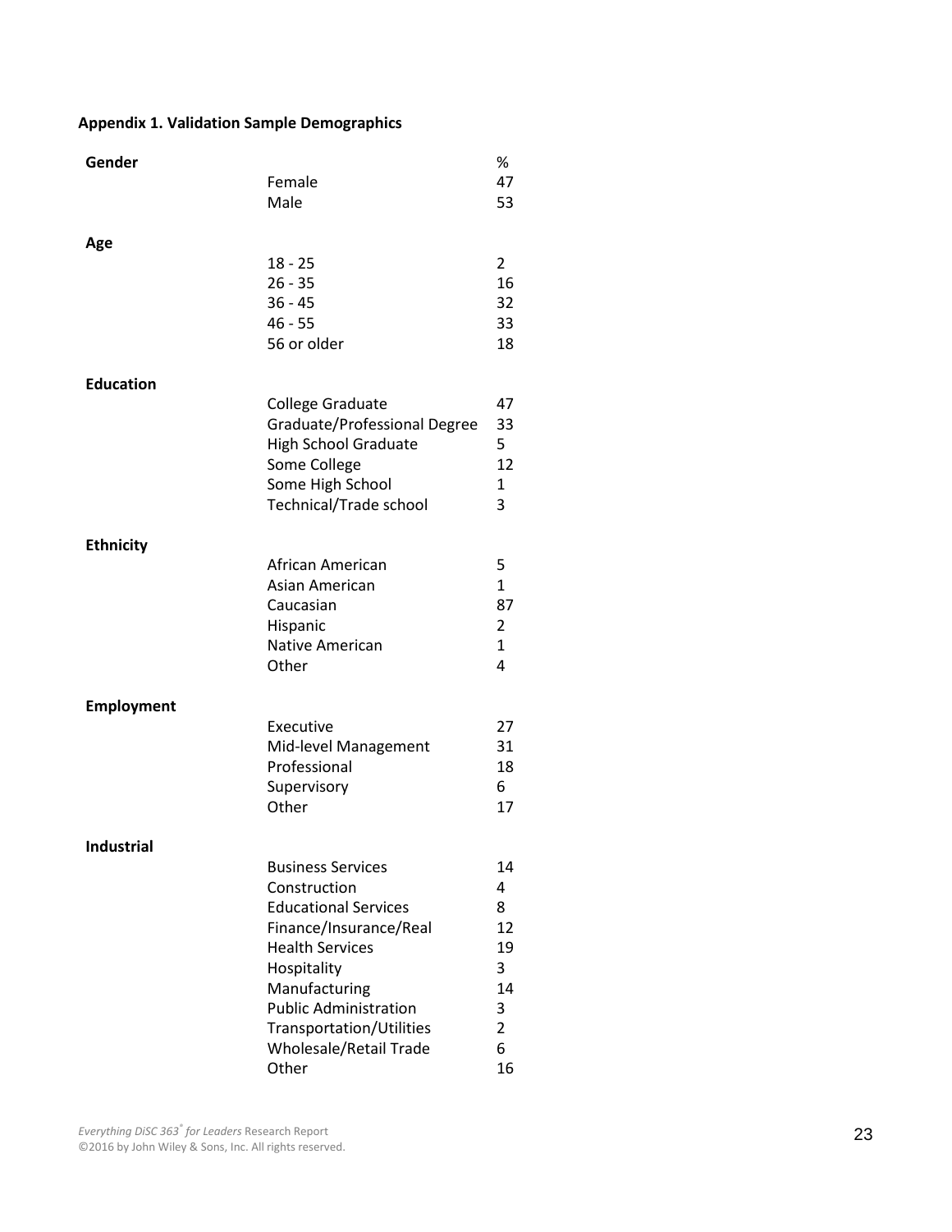**Appendix 1. Validation Sample Demographics**

| | | % |
|---|---|---|
| **Gender** | | |
| | Female | 47 |
| | Male | 53 |
| **Age** | | |
| | 18 - 25 | 2 |
| | 26 - 35 | 16 |
| | 36 - 45 | 32 |
| | 46 - 55 | 33 |
| | 56 or older | 18 |
| **Education** | | |
| | College Graduate | 47 |
| | Graduate/Professional Degree | 33 |
| | High School Graduate | 5 |
| | Some College | 12 |
| | Some High School | 1 |
| | Technical/Trade school | 3 |
| **Ethnicity** | | |
| | African American | 5 |
| | Asian American | 1 |
| | Caucasian | 87 |
| | Hispanic | 2 |
| | Native American | 1 |
| | Other | 4 |
| **Employment** | | |
| | Executive | 27 |
| | Mid-level Management | 31 |
| | Professional | 18 |
| | Supervisory | 6 |
| | Other | 17 |
| **Industrial** | | |
| | Business Services | 14 |
| | Construction | 4 |
| | Educational Services | 8 |
| | Finance/Insurance/Real | 12 |
| | Health Services | 19 |
| | Hospitality | 3 |
| | Manufacturing | 14 |
| | Public Administration | 3 |
| | Transportation/Utilities | 2 |
| | Wholesale/Retail Trade | 6 |
| | Other | 16 |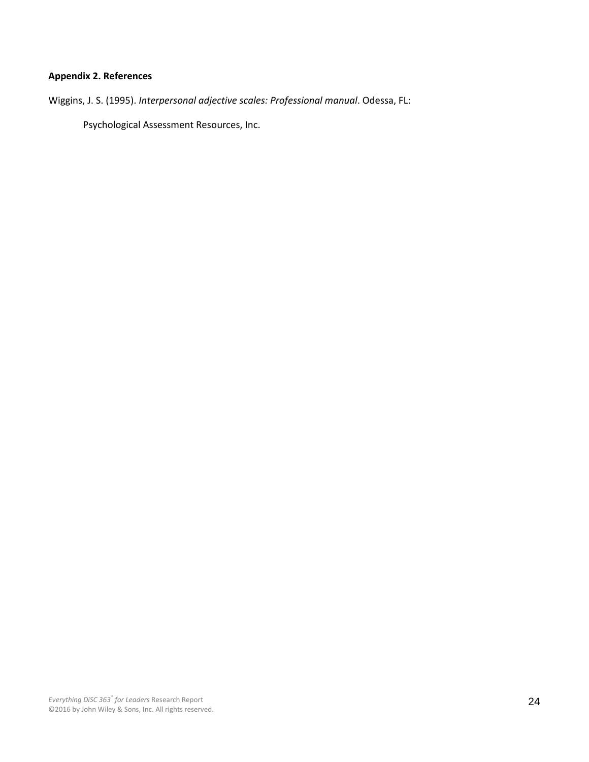**Appendix 2. References**

Wiggins, J. S. (1995). *Interpersonal adjective scales: Professional manual*. Odessa, FL: Psychological Assessment Resources, Inc.